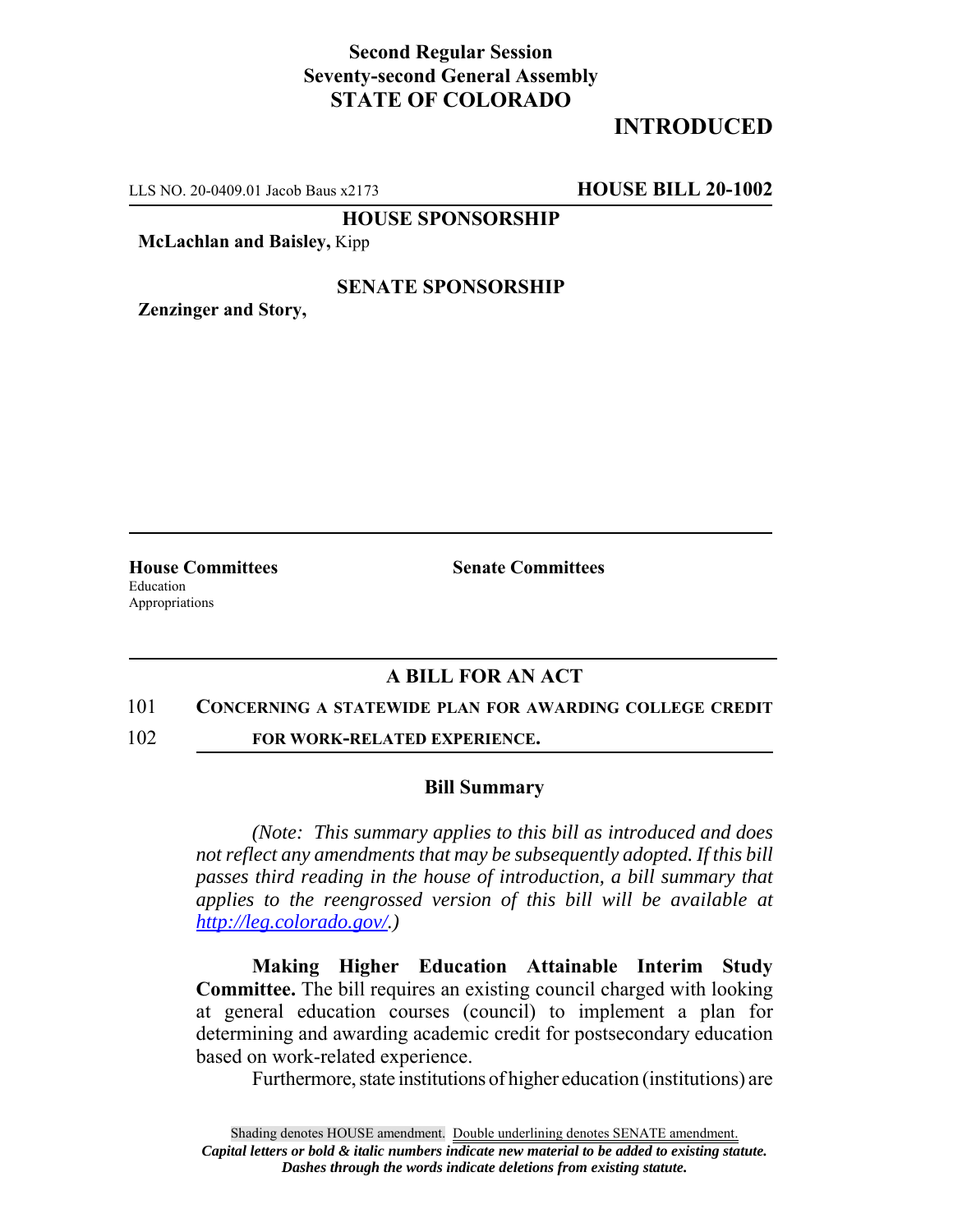**Second Regular Session**
**Seventy-second General Assembly**
**STATE OF COLORADO**

# INTRODUCED

LLS NO. 20-0409.01 Jacob Baus x2173 **HOUSE BILL 20-1002**

**HOUSE SPONSORSHIP**

**McLachlan and Baisley,** Kipp

**SENATE SPONSORSHIP**

**Zenzinger and Story,**

**House Committees**
Education
Appropriations

**Senate Committees**

## A BILL FOR AN ACT

101 **CONCERNING A STATEWIDE PLAN FOR AWARDING COLLEGE CREDIT**
102 **FOR WORK-RELATED EXPERIENCE.**

### Bill Summary

*(Note: This summary applies to this bill as introduced and does not reflect any amendments that may be subsequently adopted. If this bill passes third reading in the house of introduction, a bill summary that applies to the reengrossed version of this bill will be available at http://leg.colorado.gov/.)*

**Making Higher Education Attainable Interim Study Committee.** The bill requires an existing council charged with looking at general education courses (council) to implement a plan for determining and awarding academic credit for postsecondary education based on work-related experience.

Furthermore, state institutions of higher education (institutions) are

Shading denotes HOUSE amendment. Double underlining denotes SENATE amendment.
*Capital letters or bold & italic numbers indicate new material to be added to existing statute.*
*Dashes through the words indicate deletions from existing statute.*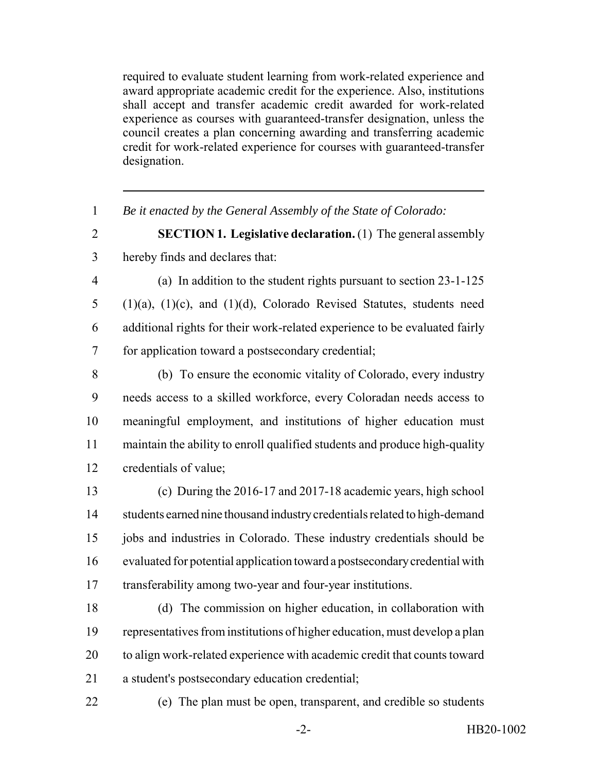required to evaluate student learning from work-related experience and award appropriate academic credit for the experience. Also, institutions shall accept and transfer academic credit awarded for work-related experience as courses with guaranteed-transfer designation, unless the council creates a plan concerning awarding and transferring academic credit for work-related experience for courses with guaranteed-transfer designation.

---

*Be it enacted by the General Assembly of the State of Colorado:*

**SECTION 1. Legislative declaration.** (1) The general assembly hereby finds and declares that:

(a) In addition to the student rights pursuant to section 23-1-125 (1)(a), (1)(c), and (1)(d), Colorado Revised Statutes, students need additional rights for their work-related experience to be evaluated fairly for application toward a postsecondary credential;

(b) To ensure the economic vitality of Colorado, every industry needs access to a skilled workforce, every Coloradan needs access to meaningful employment, and institutions of higher education must maintain the ability to enroll qualified students and produce high-quality credentials of value;

(c) During the 2016-17 and 2017-18 academic years, high school students earned nine thousand industry credentials related to high-demand jobs and industries in Colorado. These industry credentials should be evaluated for potential application toward a postsecondary credential with transferability among two-year and four-year institutions.

(d) The commission on higher education, in collaboration with representatives from institutions of higher education, must develop a plan to align work-related experience with academic credit that counts toward a student's postsecondary education credential;

(e) The plan must be open, transparent, and credible so students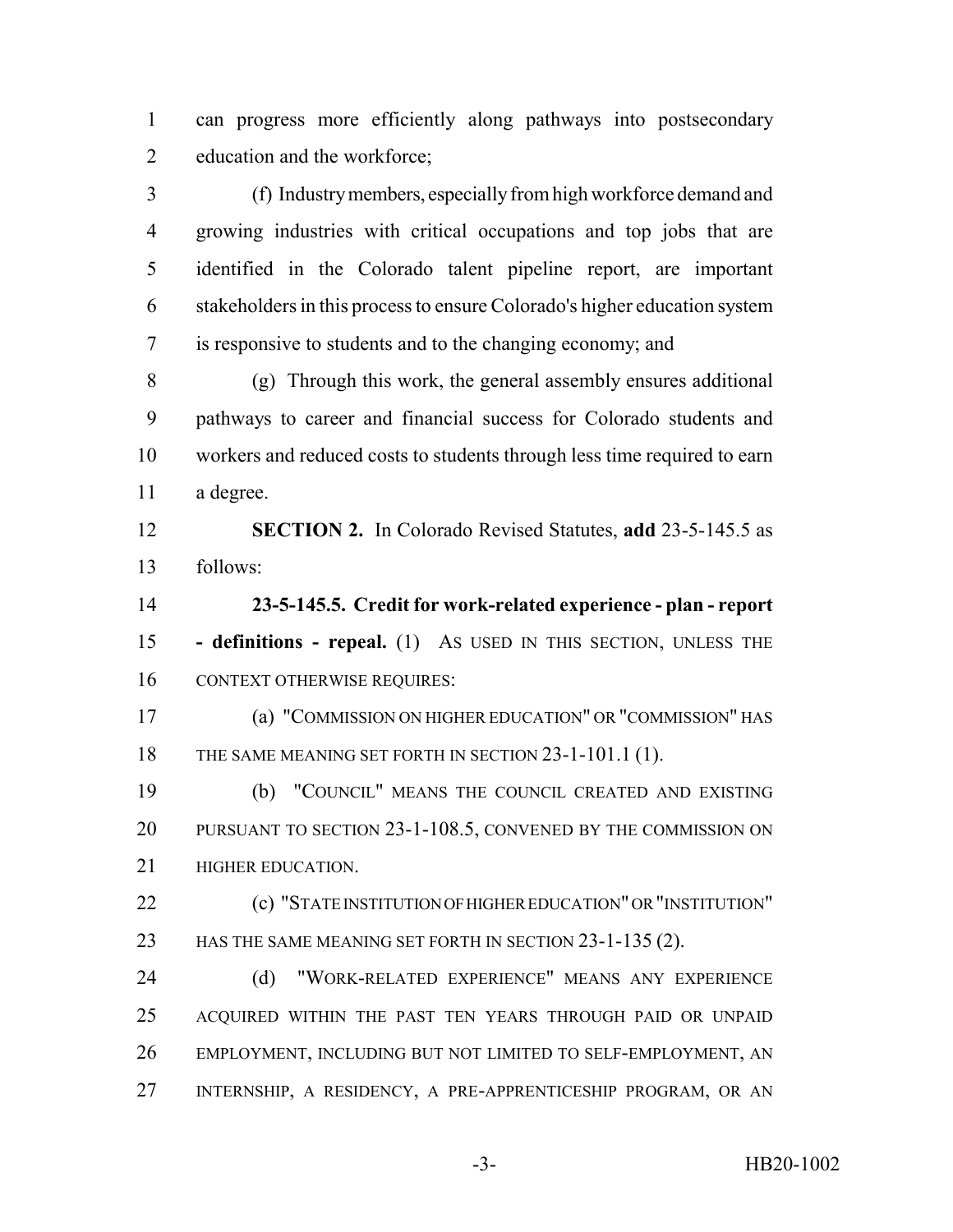can progress more efficiently along pathways into postsecondary education and the workforce;

(f) Industry members, especially from high workforce demand and growing industries with critical occupations and top jobs that are identified in the Colorado talent pipeline report, are important stakeholders in this process to ensure Colorado's higher education system is responsive to students and to the changing economy; and

(g) Through this work, the general assembly ensures additional pathways to career and financial success for Colorado students and workers and reduced costs to students through less time required to earn a degree.

**SECTION 2.** In Colorado Revised Statutes, **add** 23-5-145.5 as follows:

**23-5-145.5. Credit for work-related experience - plan - report - definitions - repeal.** (1) AS USED IN THIS SECTION, UNLESS THE CONTEXT OTHERWISE REQUIRES:

(a) "COMMISSION ON HIGHER EDUCATION" OR "COMMISSION" HAS THE SAME MEANING SET FORTH IN SECTION 23-1-101.1 (1).

(b) "COUNCIL" MEANS THE COUNCIL CREATED AND EXISTING PURSUANT TO SECTION 23-1-108.5, CONVENED BY THE COMMISSION ON HIGHER EDUCATION.

(c) "STATE INSTITUTION OF HIGHER EDUCATION" OR "INSTITUTION" HAS THE SAME MEANING SET FORTH IN SECTION 23-1-135 (2).

(d) "WORK-RELATED EXPERIENCE" MEANS ANY EXPERIENCE ACQUIRED WITHIN THE PAST TEN YEARS THROUGH PAID OR UNPAID EMPLOYMENT, INCLUDING BUT NOT LIMITED TO SELF-EMPLOYMENT, AN INTERNSHIP, A RESIDENCY, A PRE-APPRENTICESHIP PROGRAM, OR AN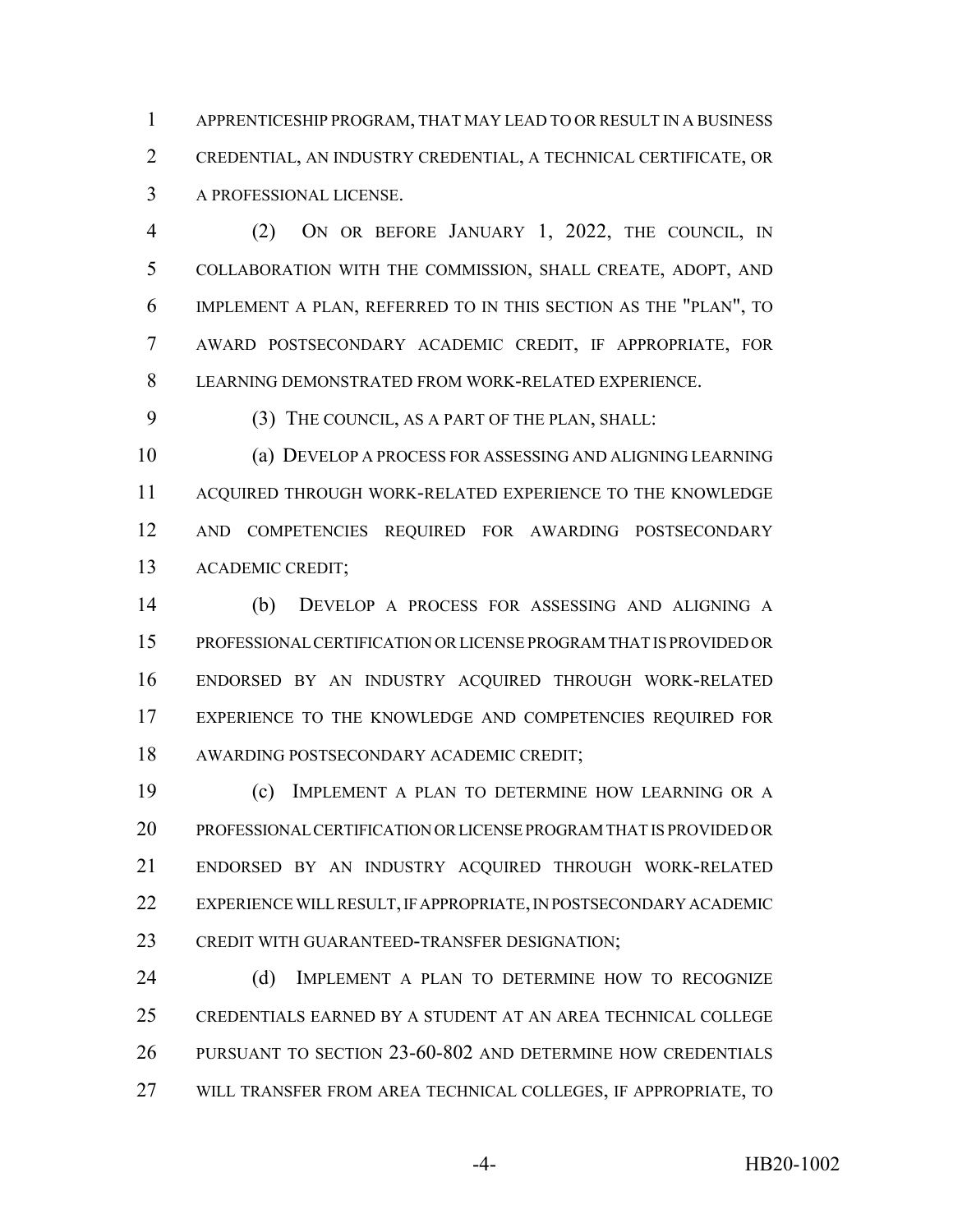APPRENTICESHIP PROGRAM, THAT MAY LEAD TO OR RESULT IN A BUSINESS CREDENTIAL, AN INDUSTRY CREDENTIAL, A TECHNICAL CERTIFICATE, OR A PROFESSIONAL LICENSE.

(2) ON OR BEFORE JANUARY 1, 2022, THE COUNCIL, IN COLLABORATION WITH THE COMMISSION, SHALL CREATE, ADOPT, AND IMPLEMENT A PLAN, REFERRED TO IN THIS SECTION AS THE "PLAN", TO AWARD POSTSECONDARY ACADEMIC CREDIT, IF APPROPRIATE, FOR LEARNING DEMONSTRATED FROM WORK-RELATED EXPERIENCE.

(3) THE COUNCIL, AS A PART OF THE PLAN, SHALL:

(a) DEVELOP A PROCESS FOR ASSESSING AND ALIGNING LEARNING ACQUIRED THROUGH WORK-RELATED EXPERIENCE TO THE KNOWLEDGE AND COMPETENCIES REQUIRED FOR AWARDING POSTSECONDARY ACADEMIC CREDIT;

(b) DEVELOP A PROCESS FOR ASSESSING AND ALIGNING A PROFESSIONAL CERTIFICATION OR LICENSE PROGRAM THAT IS PROVIDED OR ENDORSED BY AN INDUSTRY ACQUIRED THROUGH WORK-RELATED EXPERIENCE TO THE KNOWLEDGE AND COMPETENCIES REQUIRED FOR AWARDING POSTSECONDARY ACADEMIC CREDIT;

(c) IMPLEMENT A PLAN TO DETERMINE HOW LEARNING OR A PROFESSIONAL CERTIFICATION OR LICENSE PROGRAM THAT IS PROVIDED OR ENDORSED BY AN INDUSTRY ACQUIRED THROUGH WORK-RELATED EXPERIENCE WILL RESULT, IF APPROPRIATE, IN POSTSECONDARY ACADEMIC CREDIT WITH GUARANTEED-TRANSFER DESIGNATION;

(d) IMPLEMENT A PLAN TO DETERMINE HOW TO RECOGNIZE CREDENTIALS EARNED BY A STUDENT AT AN AREA TECHNICAL COLLEGE PURSUANT TO SECTION 23-60-802 AND DETERMINE HOW CREDENTIALS WILL TRANSFER FROM AREA TECHNICAL COLLEGES, IF APPROPRIATE, TO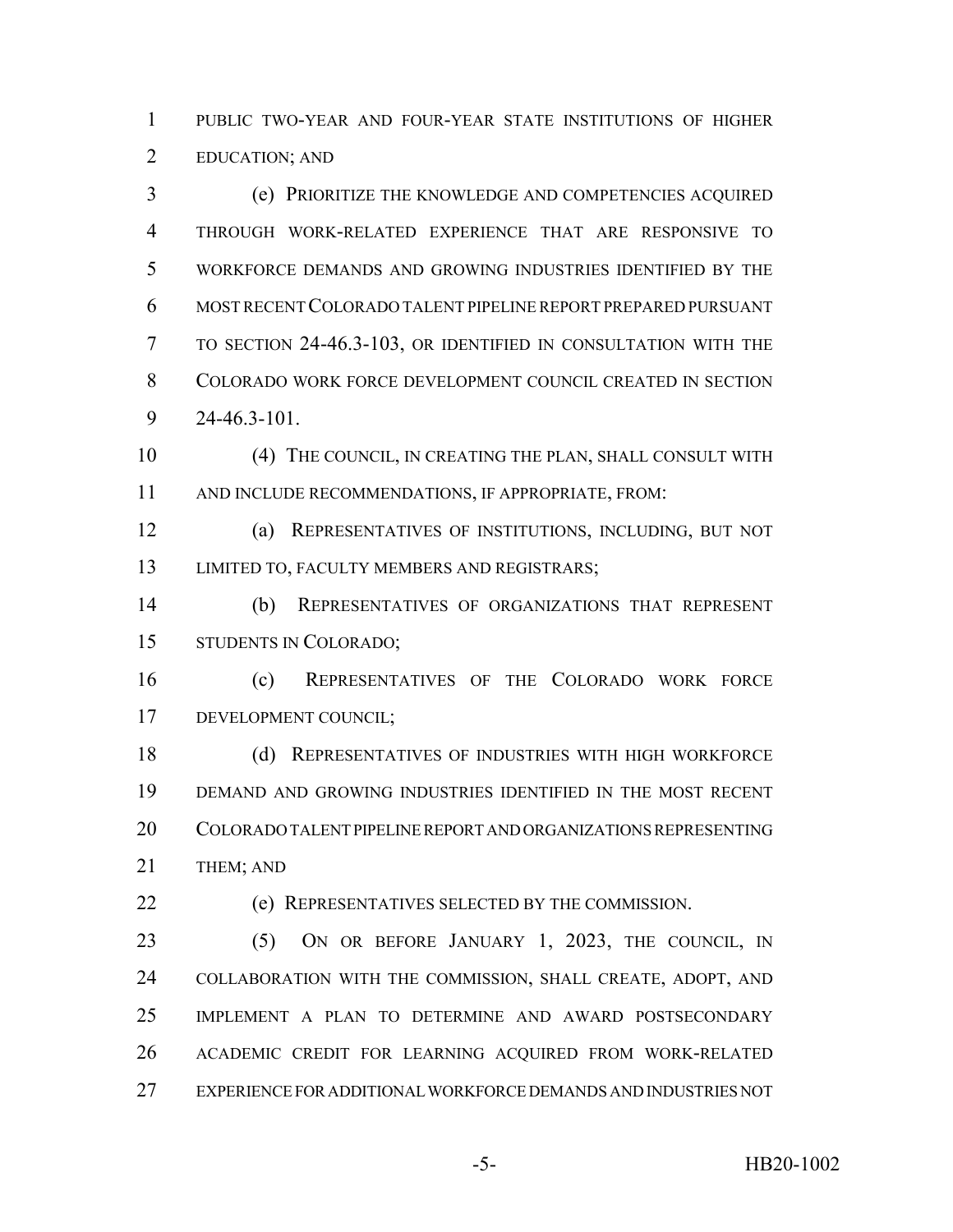PUBLIC TWO-YEAR AND FOUR-YEAR STATE INSTITUTIONS OF HIGHER EDUCATION; AND

(e) PRIORITIZE THE KNOWLEDGE AND COMPETENCIES ACQUIRED THROUGH WORK-RELATED EXPERIENCE THAT ARE RESPONSIVE TO WORKFORCE DEMANDS AND GROWING INDUSTRIES IDENTIFIED BY THE MOST RECENT COLORADO TALENT PIPELINE REPORT PREPARED PURSUANT TO SECTION 24-46.3-103, OR IDENTIFIED IN CONSULTATION WITH THE COLORADO WORK FORCE DEVELOPMENT COUNCIL CREATED IN SECTION 24-46.3-101.

(4) THE COUNCIL, IN CREATING THE PLAN, SHALL CONSULT WITH AND INCLUDE RECOMMENDATIONS, IF APPROPRIATE, FROM:

(a) REPRESENTATIVES OF INSTITUTIONS, INCLUDING, BUT NOT LIMITED TO, FACULTY MEMBERS AND REGISTRARS;

(b) REPRESENTATIVES OF ORGANIZATIONS THAT REPRESENT STUDENTS IN COLORADO;

(c) REPRESENTATIVES OF THE COLORADO WORK FORCE DEVELOPMENT COUNCIL;

(d) REPRESENTATIVES OF INDUSTRIES WITH HIGH WORKFORCE DEMAND AND GROWING INDUSTRIES IDENTIFIED IN THE MOST RECENT COLORADO TALENT PIPELINE REPORT AND ORGANIZATIONS REPRESENTING THEM; AND

(e) REPRESENTATIVES SELECTED BY THE COMMISSION.

(5) ON OR BEFORE JANUARY 1, 2023, THE COUNCIL, IN COLLABORATION WITH THE COMMISSION, SHALL CREATE, ADOPT, AND IMPLEMENT A PLAN TO DETERMINE AND AWARD POSTSECONDARY ACADEMIC CREDIT FOR LEARNING ACQUIRED FROM WORK-RELATED EXPERIENCE FOR ADDITIONAL WORKFORCE DEMANDS AND INDUSTRIES NOT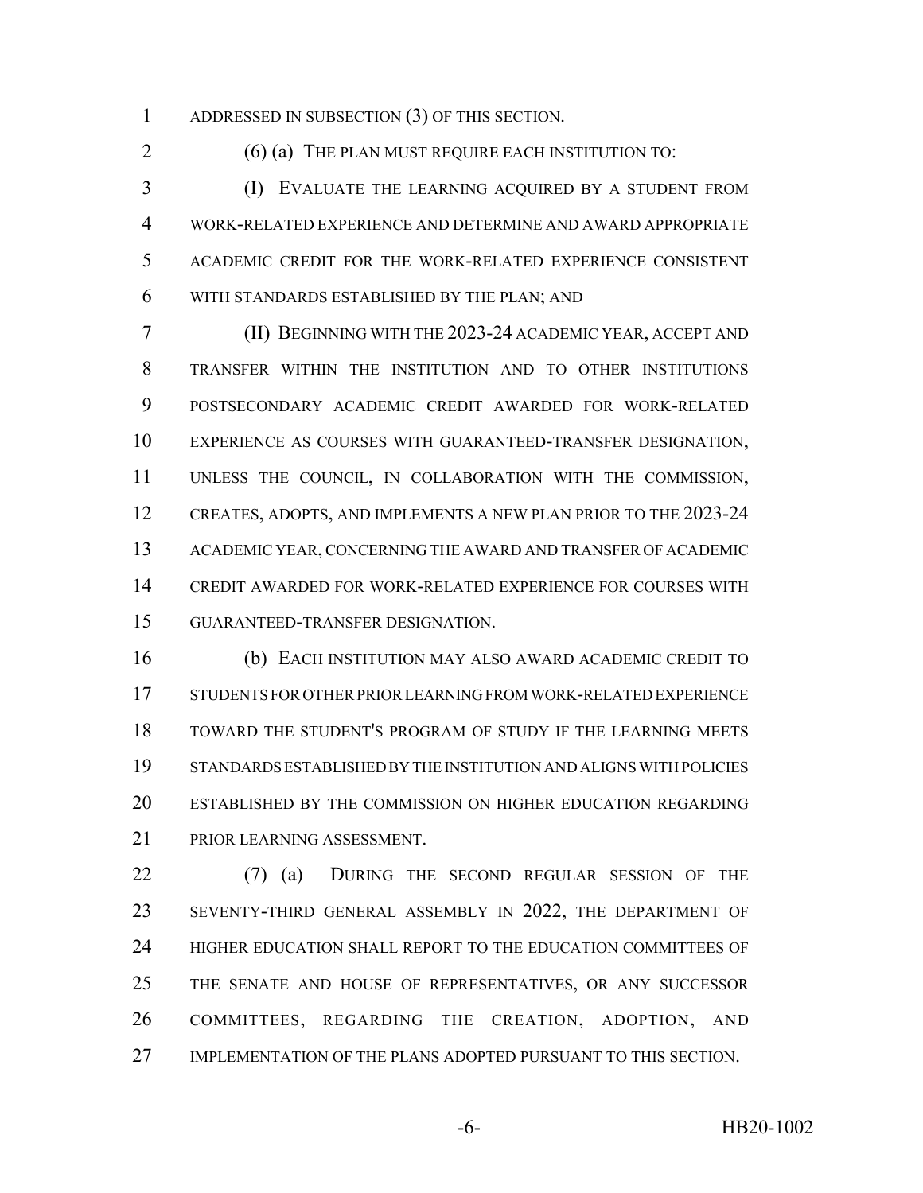ADDRESSED IN SUBSECTION (3) OF THIS SECTION.

(6) (a) THE PLAN MUST REQUIRE EACH INSTITUTION TO:

(I) EVALUATE THE LEARNING ACQUIRED BY A STUDENT FROM WORK-RELATED EXPERIENCE AND DETERMINE AND AWARD APPROPRIATE ACADEMIC CREDIT FOR THE WORK-RELATED EXPERIENCE CONSISTENT WITH STANDARDS ESTABLISHED BY THE PLAN; AND

(II) BEGINNING WITH THE 2023-24 ACADEMIC YEAR, ACCEPT AND TRANSFER WITHIN THE INSTITUTION AND TO OTHER INSTITUTIONS POSTSECONDARY ACADEMIC CREDIT AWARDED FOR WORK-RELATED EXPERIENCE AS COURSES WITH GUARANTEED-TRANSFER DESIGNATION, UNLESS THE COUNCIL, IN COLLABORATION WITH THE COMMISSION, CREATES, ADOPTS, AND IMPLEMENTS A NEW PLAN PRIOR TO THE 2023-24 ACADEMIC YEAR, CONCERNING THE AWARD AND TRANSFER OF ACADEMIC CREDIT AWARDED FOR WORK-RELATED EXPERIENCE FOR COURSES WITH GUARANTEED-TRANSFER DESIGNATION.

(b) EACH INSTITUTION MAY ALSO AWARD ACADEMIC CREDIT TO STUDENTS FOR OTHER PRIOR LEARNING FROM WORK-RELATED EXPERIENCE TOWARD THE STUDENT'S PROGRAM OF STUDY IF THE LEARNING MEETS STANDARDS ESTABLISHED BY THE INSTITUTION AND ALIGNS WITH POLICIES ESTABLISHED BY THE COMMISSION ON HIGHER EDUCATION REGARDING PRIOR LEARNING ASSESSMENT.

(7) (a) DURING THE SECOND REGULAR SESSION OF THE SEVENTY-THIRD GENERAL ASSEMBLY IN 2022, THE DEPARTMENT OF HIGHER EDUCATION SHALL REPORT TO THE EDUCATION COMMITTEES OF THE SENATE AND HOUSE OF REPRESENTATIVES, OR ANY SUCCESSOR COMMITTEES, REGARDING THE CREATION, ADOPTION, AND IMPLEMENTATION OF THE PLANS ADOPTED PURSUANT TO THIS SECTION.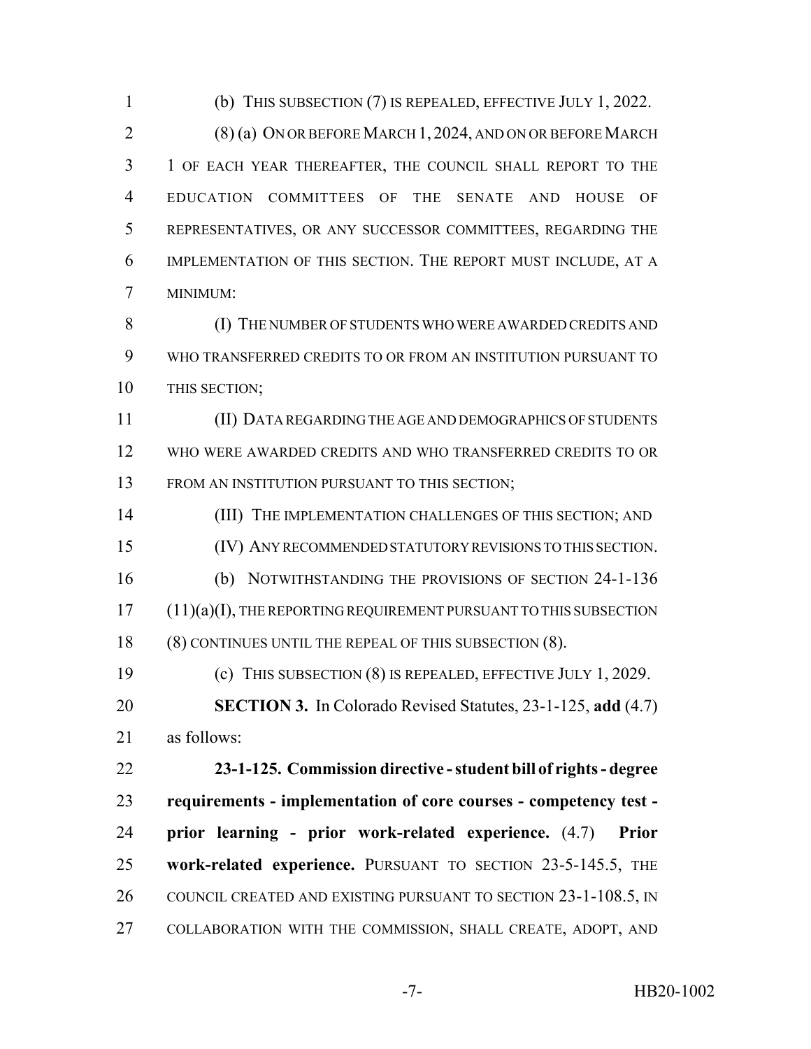(b) THIS SUBSECTION (7) IS REPEALED, EFFECTIVE JULY 1, 2022.

(8) (a) ON OR BEFORE MARCH 1, 2024, AND ON OR BEFORE MARCH 1 OF EACH YEAR THEREAFTER, THE COUNCIL SHALL REPORT TO THE EDUCATION COMMITTEES OF THE SENATE AND HOUSE OF REPRESENTATIVES, OR ANY SUCCESSOR COMMITTEES, REGARDING THE IMPLEMENTATION OF THIS SECTION. THE REPORT MUST INCLUDE, AT A MINIMUM:

(I) THE NUMBER OF STUDENTS WHO WERE AWARDED CREDITS AND WHO TRANSFERRED CREDITS TO OR FROM AN INSTITUTION PURSUANT TO THIS SECTION;

(II) DATA REGARDING THE AGE AND DEMOGRAPHICS OF STUDENTS WHO WERE AWARDED CREDITS AND WHO TRANSFERRED CREDITS TO OR FROM AN INSTITUTION PURSUANT TO THIS SECTION;

(III) THE IMPLEMENTATION CHALLENGES OF THIS SECTION; AND

(IV) ANY RECOMMENDED STATUTORY REVISIONS TO THIS SECTION.

(b) NOTWITHSTANDING THE PROVISIONS OF SECTION 24-1-136 (11)(a)(I), THE REPORTING REQUIREMENT PURSUANT TO THIS SUBSECTION (8) CONTINUES UNTIL THE REPEAL OF THIS SUBSECTION (8).

(c) THIS SUBSECTION (8) IS REPEALED, EFFECTIVE JULY 1, 2029.

**SECTION 3.** In Colorado Revised Statutes, 23-1-125, **add** (4.7) as follows:

**23-1-125. Commission directive - student bill of rights - degree requirements - implementation of core courses - competency test - prior learning - prior work-related experience.** (4.7) **Prior work-related experience.** PURSUANT TO SECTION 23-5-145.5, THE COUNCIL CREATED AND EXISTING PURSUANT TO SECTION 23-1-108.5, IN COLLABORATION WITH THE COMMISSION, SHALL CREATE, ADOPT, AND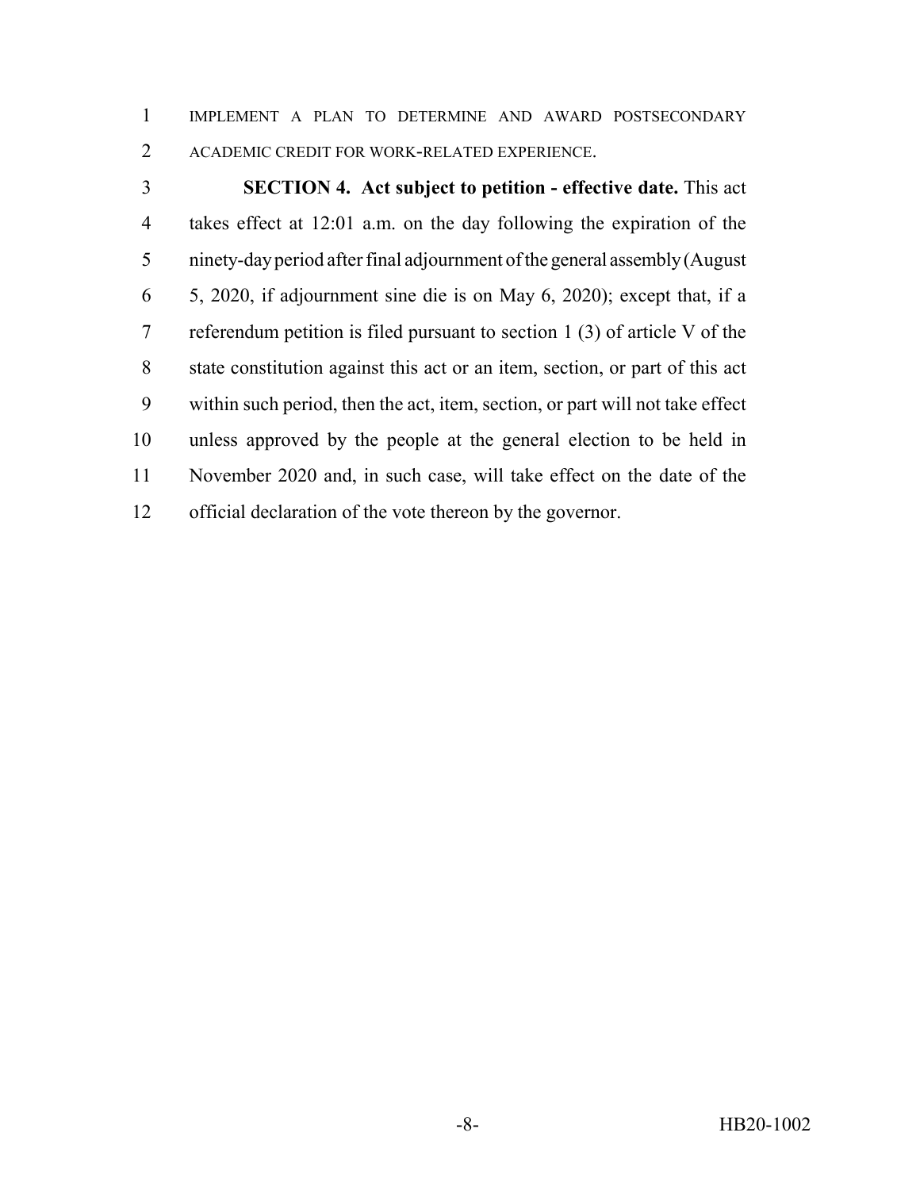IMPLEMENT A PLAN TO DETERMINE AND AWARD POSTSECONDARY ACADEMIC CREDIT FOR WORK-RELATED EXPERIENCE.

**SECTION 4. Act subject to petition - effective date.** This act takes effect at 12:01 a.m. on the day following the expiration of the ninety-day period after final adjournment of the general assembly (August 5, 2020, if adjournment sine die is on May 6, 2020); except that, if a referendum petition is filed pursuant to section 1 (3) of article V of the state constitution against this act or an item, section, or part of this act within such period, then the act, item, section, or part will not take effect unless approved by the people at the general election to be held in November 2020 and, in such case, will take effect on the date of the official declaration of the vote thereon by the governor.